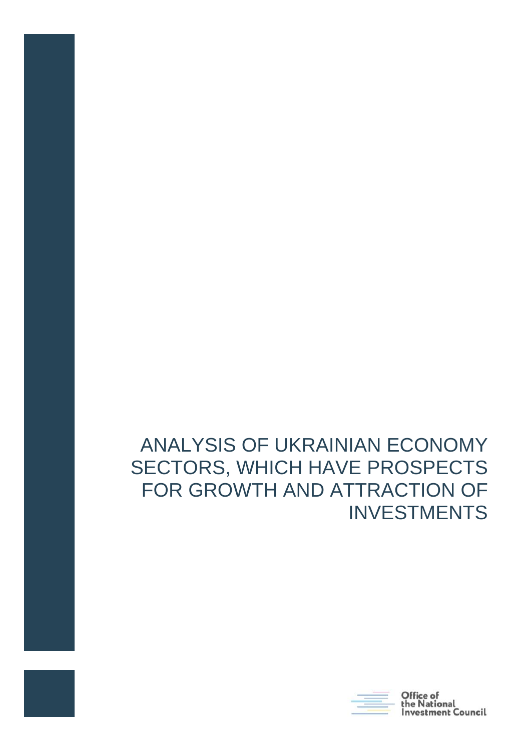# ANALYSIS OF UKRAINIAN ECONOMY SECTORS, WHICH HAVE PROSPECTS FOR GROWTH AND ATTRACTION OF INVESTMENTS

Office of the National Investment Council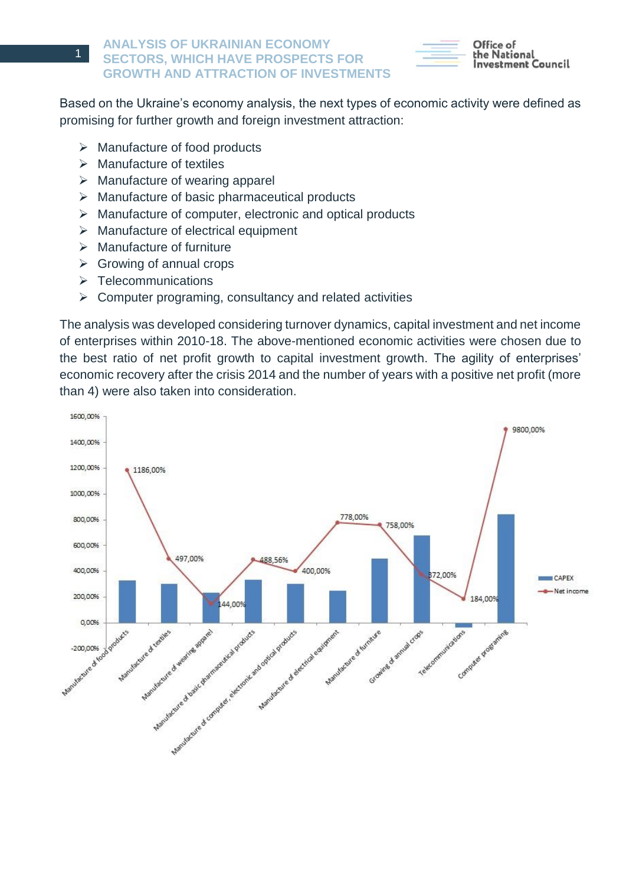# ANALYSIS OF UKRAINIAN ECONOMY SECTORS, WHICH HAVE PROSPECTS FOR GROWTH AND ATTRACTION OF INVESTMENTS

Based on the Ukraine's economy analysis, the next types of economic activity were defined as promising for further growth and foreign investment attraction:

- Manufacture of food products
- Manufacture of textiles
- Manufacture of wearing apparel
- Manufacture of basic pharmaceutical products
- Manufacture of computer, electronic and optical products
- Manufacture of electrical equipment
- Manufacture of furniture
- Growing of annual crops
- Telecommunications
- Computer programing, consultancy and related activities

The analysis was developed considering turnover dynamics, capital investment and net income of enterprises within 2010-18. The above-mentioned economic activities were chosen due to the best ratio of net profit growth to capital investment growth. The agility of enterprises' economic recovery after the crisis 2014 and the number of years with a positive net profit (more than 4) were also taken into consideration.

| Type of economic activity | Net income |
|---|---|
| Manufacture of food products | 1186,00% |
| Manufacture of textiles | 497,00% |
| Manufacture of wearing apparel | 144,00% |
| Manufacture of basic pharmaceutical products | 488,56% |
| Manufacture of computer, electronic and optical products | 400,00% |
| Manufacture of electrical equipment | 778,00% |
| Manufacture of furniture | 758,00% |
| Growing of annual crops | 372,00% |
| Telecommunications | 184,00% |
| Computer programing | 9800,00% |

Legend: CAPEX; Net income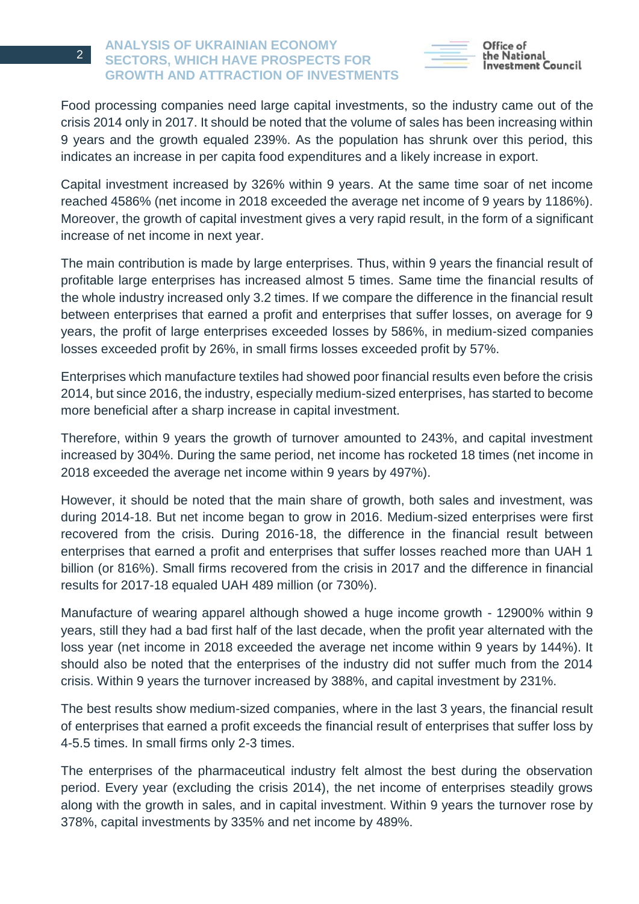Food processing companies need large capital investments, so the industry came out of the crisis 2014 only in 2017. It should be noted that the volume of sales has been increasing within 9 years and the growth equaled 239%. As the population has shrunk over this period, this indicates an increase in per capita food expenditures and a likely increase in export.

Capital investment increased by 326% within 9 years. At the same time soar of net income reached 4586% (net income in 2018 exceeded the average net income of 9 years by 1186%). Moreover, the growth of capital investment gives a very rapid result, in the form of a significant increase of net income in next year.

The main contribution is made by large enterprises. Thus, within 9 years the financial result of profitable large enterprises has increased almost 5 times. Same time the financial results of the whole industry increased only 3.2 times. If we compare the difference in the financial result between enterprises that earned a profit and enterprises that suffer losses, on average for 9 years, the profit of large enterprises exceeded losses by 586%, in medium-sized companies losses exceeded profit by 26%, in small firms losses exceeded profit by 57%.

Enterprises which manufacture textiles had showed poor financial results even before the crisis 2014, but since 2016, the industry, especially medium-sized enterprises, has started to become more beneficial after a sharp increase in capital investment.

Therefore, within 9 years the growth of turnover amounted to 243%, and capital investment increased by 304%. During the same period, net income has rocketed 18 times (net income in 2018 exceeded the average net income within 9 years by 497%).

However, it should be noted that the main share of growth, both sales and investment, was during 2014-18. But net income began to grow in 2016. Medium-sized enterprises were first recovered from the crisis. During 2016-18, the difference in the financial result between enterprises that earned a profit and enterprises that suffer losses reached more than UAH 1 billion (or 816%). Small firms recovered from the crisis in 2017 and the difference in financial results for 2017-18 equaled UAH 489 million (or 730%).

Manufacture of wearing apparel although showed a huge income growth - 12900% within 9 years, still they had a bad first half of the last decade, when the profit year alternated with the loss year (net income in 2018 exceeded the average net income within 9 years by 144%). It should also be noted that the enterprises of the industry did not suffer much from the 2014 crisis. Within 9 years the turnover increased by 388%, and capital investment by 231%.

The best results show medium-sized companies, where in the last 3 years, the financial result of enterprises that earned a profit exceeds the financial result of enterprises that suffer loss by 4-5.5 times. In small firms only 2-3 times.

The enterprises of the pharmaceutical industry felt almost the best during the observation period. Every year (excluding the crisis 2014), the net income of enterprises steadily grows along with the growth in sales, and in capital investment. Within 9 years the turnover rose by 378%, capital investments by 335% and net income by 489%.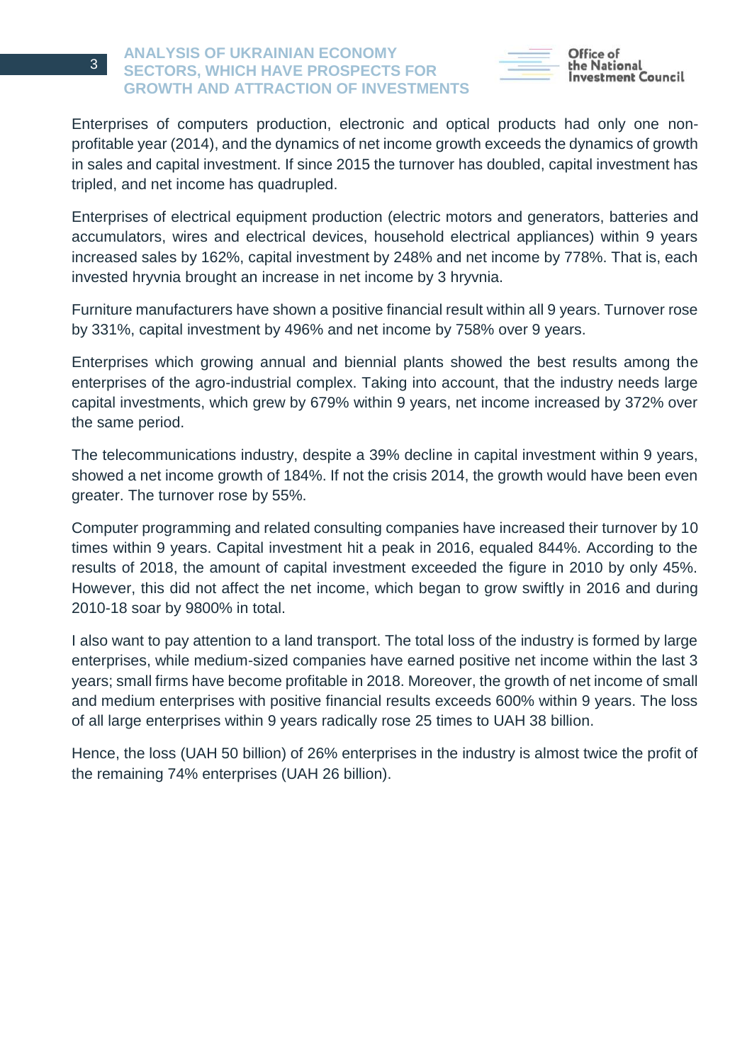Enterprises of computers production, electronic and optical products had only one non-profitable year (2014), and the dynamics of net income growth exceeds the dynamics of growth in sales and capital investment. If since 2015 the turnover has doubled, capital investment has tripled, and net income has quadrupled.

Enterprises of electrical equipment production (electric motors and generators, batteries and accumulators, wires and electrical devices, household electrical appliances) within 9 years increased sales by 162%, capital investment by 248% and net income by 778%. That is, each invested hryvnia brought an increase in net income by 3 hryvnia.

Furniture manufacturers have shown a positive financial result within all 9 years. Turnover rose by 331%, capital investment by 496% and net income by 758% over 9 years.

Enterprises which growing annual and biennial plants showed the best results among the enterprises of the agro-industrial complex. Taking into account, that the industry needs large capital investments, which grew by 679% within 9 years, net income increased by 372% over the same period.

The telecommunications industry, despite a 39% decline in capital investment within 9 years, showed a net income growth of 184%. If not the crisis 2014, the growth would have been even greater. The turnover rose by 55%.

Computer programming and related consulting companies have increased their turnover by 10 times within 9 years. Capital investment hit a peak in 2016, equaled 844%. According to the results of 2018, the amount of capital investment exceeded the figure in 2010 by only 45%. However, this did not affect the net income, which began to grow swiftly in 2016 and during 2010-18 soar by 9800% in total.

I also want to pay attention to a land transport. The total loss of the industry is formed by large enterprises, while medium-sized companies have earned positive net income within the last 3 years; small firms have become profitable in 2018. Moreover, the growth of net income of small and medium enterprises with positive financial results exceeds 600% within 9 years. The loss of all large enterprises within 9 years radically rose 25 times to UAH 38 billion.

Hence, the loss (UAH 50 billion) of 26% enterprises in the industry is almost twice the profit of the remaining 74% enterprises (UAH 26 billion).